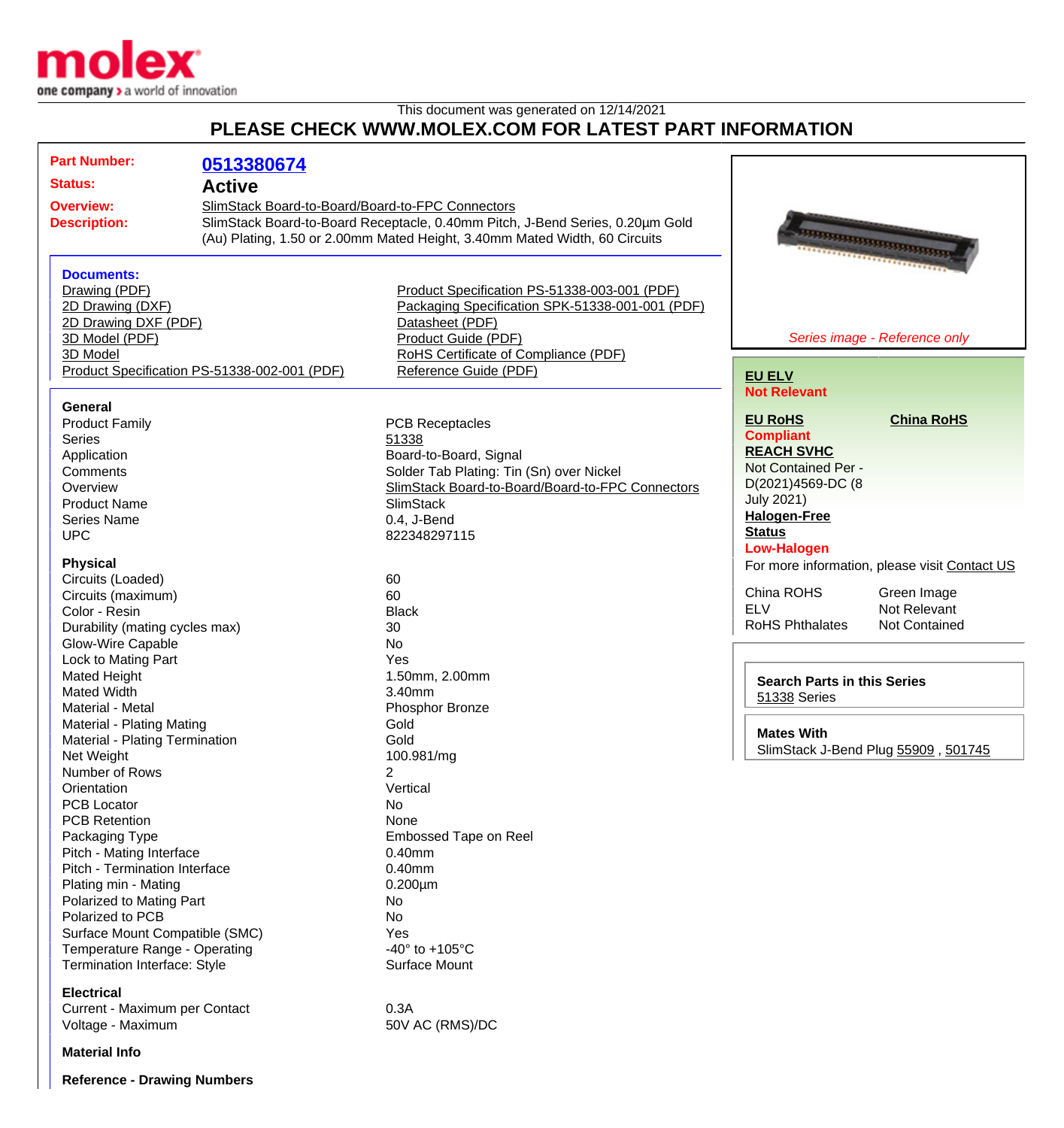This document was generated on 12/14/2021

# PLEASE CHECK WWW.MOLEX.COM FOR LATEST PART INFORMATION

**Part Number:** 0513380674

**Status:** Active

**Overview:** SlimStack Board-to-Board/Board-to-FPC Connectors

**Description:** SlimStack Board-to-Board Receptacle, 0.40mm Pitch, J-Bend Series, 0.20µm Gold (Au) Plating, 1.50 or 2.00mm Mated Height, 3.40mm Mated Width, 60 Circuits

*Series image - Reference only*

## Documents:

- Drawing (PDF)
- 2D Drawing (DXF)
- 2D Drawing DXF (PDF)
- 3D Model (PDF)
- 3D Model
- Product Specification PS-51338-002-001 (PDF)
- Product Specification PS-51338-003-001 (PDF)
- Packaging Specification SPK-51338-001-001 (PDF)
- Datasheet (PDF)
- Product Guide (PDF)
- RoHS Certificate of Compliance (PDF)
- Reference Guide (PDF)

**EU ELV**
Not Relevant

**EU RoHS**
Compliant

**China RoHS**

**REACH SVHC**
Not Contained Per - D(2021)4569-DC (8 July 2021)

**Halogen-Free Status**
Low-Halogen

For more information, please visit Contact US

| | |
|---|---|
| China ROHS | Green Image |
| ELV | Not Relevant |
| RoHS Phthalates | Not Contained |

**Search Parts in this Series**
51338 Series

**Mates With**
SlimStack J-Bend Plug 55909 , 501745

### General

| | |
|---|---|
| Product Family | PCB Receptacles |
| Series | 51338 |
| Application | Board-to-Board, Signal |
| Comments | Solder Tab Plating: Tin (Sn) over Nickel |
| Overview | SlimStack Board-to-Board/Board-to-FPC Connectors |
| Product Name | SlimStack |
| Series Name | 0.4, J-Bend |
| UPC | 822348297115 |

### Physical

| | |
|---|---|
| Circuits (Loaded) | 60 |
| Circuits (maximum) | 60 |
| Color - Resin | Black |
| Durability (mating cycles max) | 30 |
| Glow-Wire Capable | No |
| Lock to Mating Part | Yes |
| Mated Height | 1.50mm, 2.00mm |
| Mated Width | 3.40mm |
| Material - Metal | Phosphor Bronze |
| Material - Plating Mating | Gold |
| Material - Plating Termination | Gold |
| Net Weight | 100.981/mg |
| Number of Rows | 2 |
| Orientation | Vertical |
| PCB Locator | No |
| PCB Retention | None |
| Packaging Type | Embossed Tape on Reel |
| Pitch - Mating Interface | 0.40mm |
| Pitch - Termination Interface | 0.40mm |
| Plating min - Mating | 0.200µm |
| Polarized to Mating Part | No |
| Polarized to PCB | No |
| Surface Mount Compatible (SMC) | Yes |
| Temperature Range - Operating | -40° to +105°C |
| Termination Interface: Style | Surface Mount |

### Electrical

| | |
|---|---|
| Current - Maximum per Contact | 0.3A |
| Voltage - Maximum | 50V AC (RMS)/DC |

### Material Info

### Reference - Drawing Numbers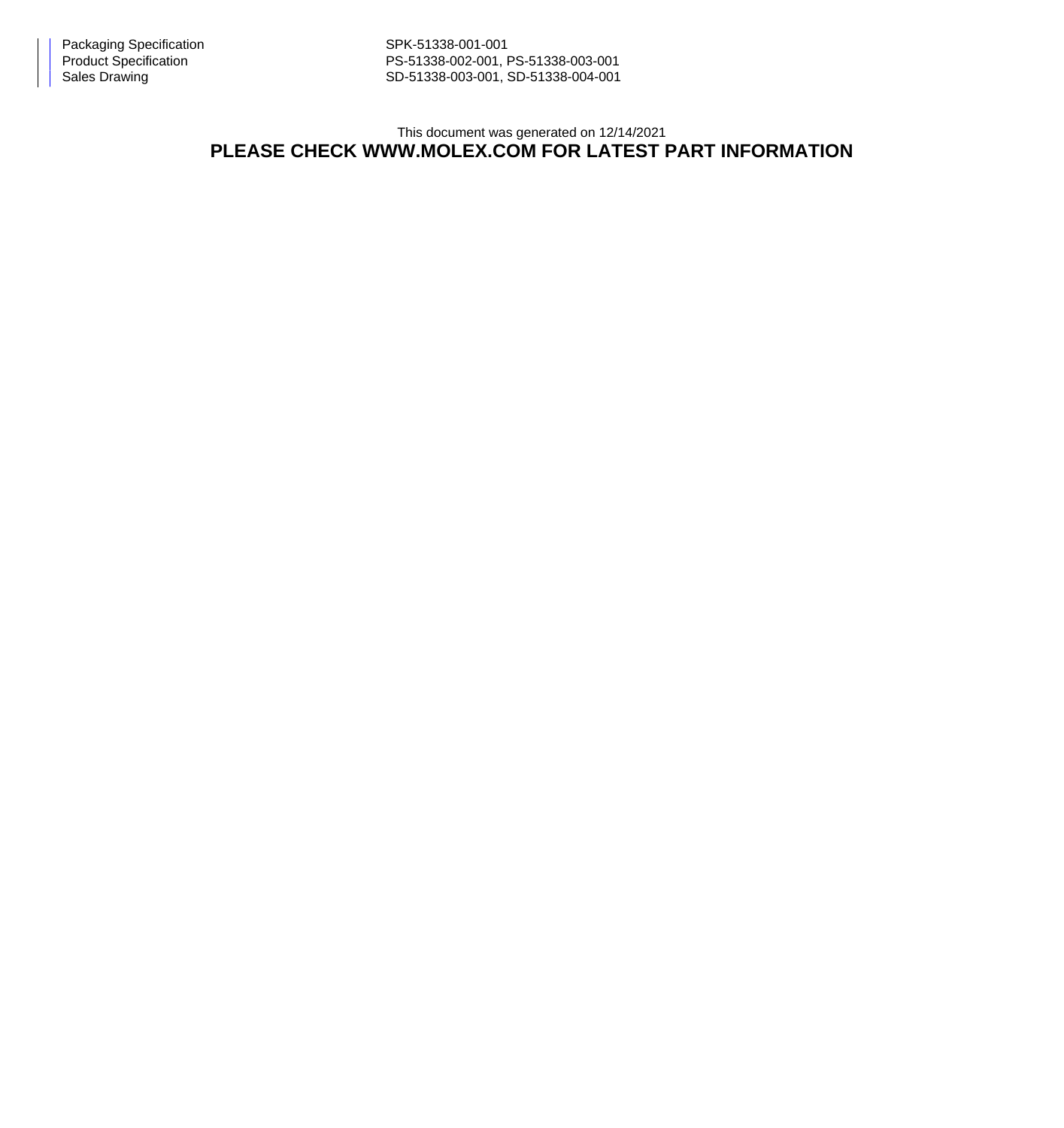| | |
|---|---|
| Packaging Specification | SPK-51338-001-001 |
| Product Specification | PS-51338-002-001, PS-51338-003-001 |
| Sales Drawing | SD-51338-003-001, SD-51338-004-001 |

This document was generated on 12/14/2021

**PLEASE CHECK WWW.MOLEX.COM FOR LATEST PART INFORMATION**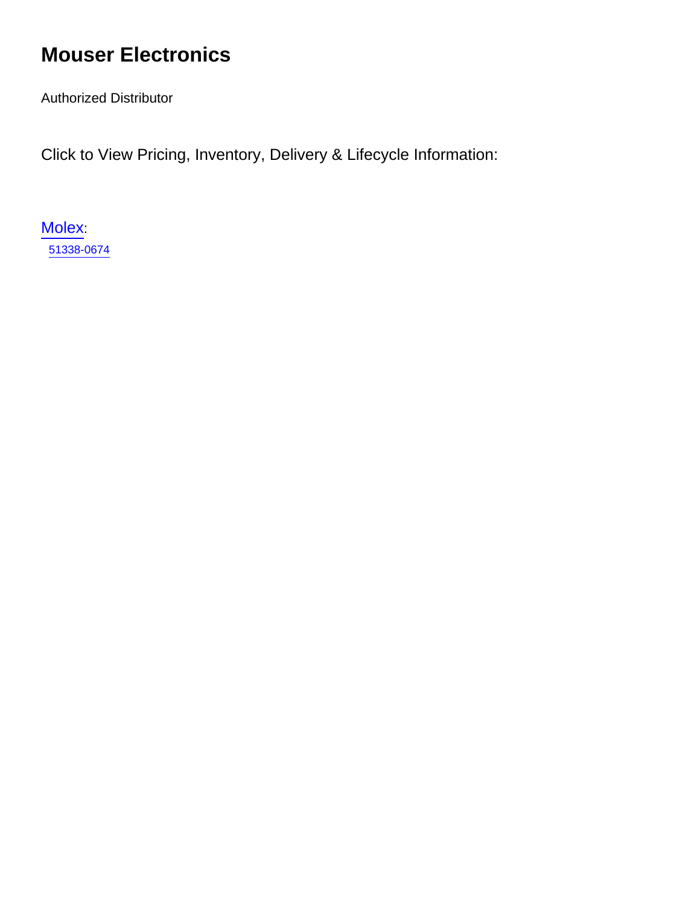# Mouser Electronics

Authorized Distributor

Click to View Pricing, Inventory, Delivery & Lifecycle Information:

Molex:

51338-0674